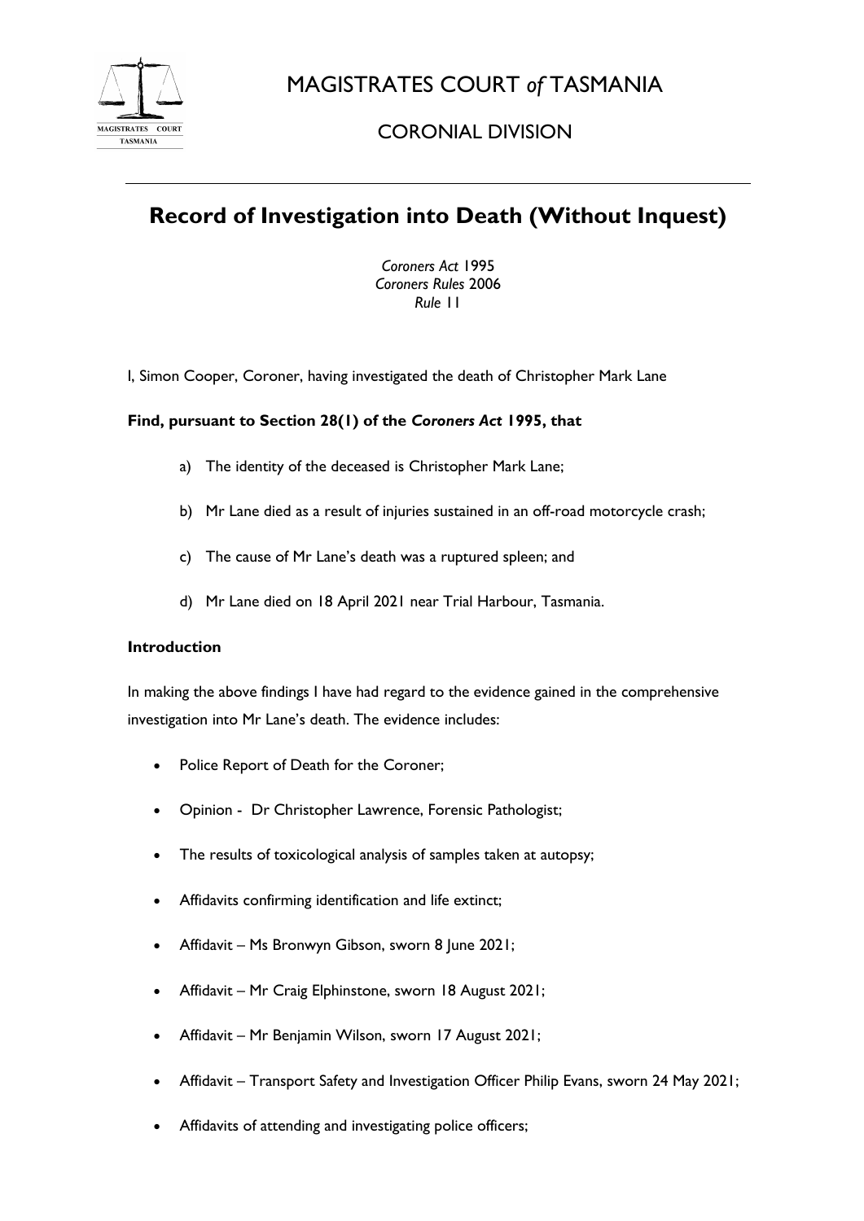# MAGISTRATES COURT *of* TASMANIA

## CORONIAL DIVISION

## Record of Investigation into Death (Without Inquest)

*Coroners Act* 1995
*Coroners Rules* 2006
*Rule* 11

I, Simon Cooper, Coroner, having investigated the death of Christopher Mark Lane

**Find, pursuant to Section 28(1) of the *Coroners Act* 1995, that**

a) The identity of the deceased is Christopher Mark Lane;

b) Mr Lane died as a result of injuries sustained in an off-road motorcycle crash;

c) The cause of Mr Lane's death was a ruptured spleen; and

d) Mr Lane died on 18 April 2021 near Trial Harbour, Tasmania.

**Introduction**

In making the above findings I have had regard to the evidence gained in the comprehensive investigation into Mr Lane's death. The evidence includes:

- Police Report of Death for the Coroner;
- Opinion - Dr Christopher Lawrence, Forensic Pathologist;
- The results of toxicological analysis of samples taken at autopsy;
- Affidavits confirming identification and life extinct;
- Affidavit – Ms Bronwyn Gibson, sworn 8 June 2021;
- Affidavit – Mr Craig Elphinstone, sworn 18 August 2021;
- Affidavit – Mr Benjamin Wilson, sworn 17 August 2021;
- Affidavit – Transport Safety and Investigation Officer Philip Evans, sworn 24 May 2021;
- Affidavits of attending and investigating police officers;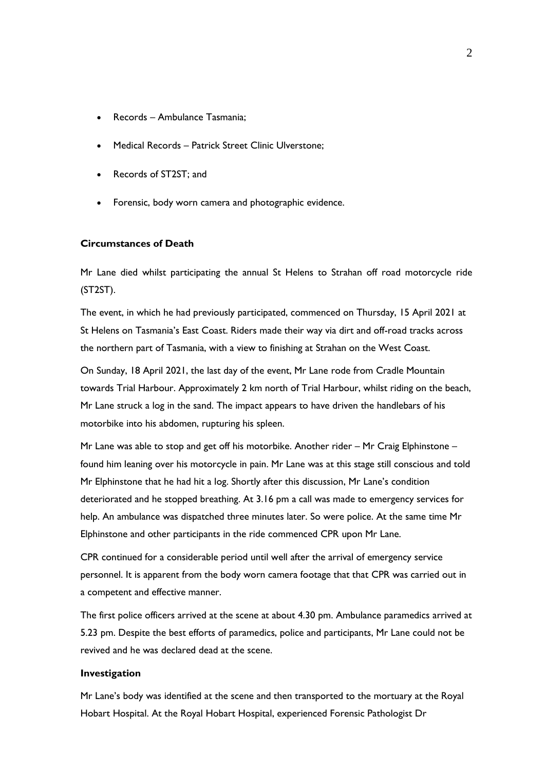- Records – Ambulance Tasmania;
- Medical Records – Patrick Street Clinic Ulverstone;
- Records of ST2ST; and
- Forensic, body worn camera and photographic evidence.

**Circumstances of Death**

Mr Lane died whilst participating the annual St Helens to Strahan off road motorcycle ride (ST2ST).

The event, in which he had previously participated, commenced on Thursday, 15 April 2021 at St Helens on Tasmania's East Coast. Riders made their way via dirt and off-road tracks across the northern part of Tasmania, with a view to finishing at Strahan on the West Coast.

On Sunday, 18 April 2021, the last day of the event, Mr Lane rode from Cradle Mountain towards Trial Harbour. Approximately 2 km north of Trial Harbour, whilst riding on the beach, Mr Lane struck a log in the sand. The impact appears to have driven the handlebars of his motorbike into his abdomen, rupturing his spleen.

Mr Lane was able to stop and get off his motorbike. Another rider – Mr Craig Elphinstone – found him leaning over his motorcycle in pain. Mr Lane was at this stage still conscious and told Mr Elphinstone that he had hit a log. Shortly after this discussion, Mr Lane's condition deteriorated and he stopped breathing. At 3.16 pm a call was made to emergency services for help. An ambulance was dispatched three minutes later. So were police. At the same time Mr Elphinstone and other participants in the ride commenced CPR upon Mr Lane.

CPR continued for a considerable period until well after the arrival of emergency service personnel. It is apparent from the body worn camera footage that that CPR was carried out in a competent and effective manner.

The first police officers arrived at the scene at about 4.30 pm. Ambulance paramedics arrived at 5.23 pm. Despite the best efforts of paramedics, police and participants, Mr Lane could not be revived and he was declared dead at the scene.

**Investigation**

Mr Lane's body was identified at the scene and then transported to the mortuary at the Royal Hobart Hospital. At the Royal Hobart Hospital, experienced Forensic Pathologist Dr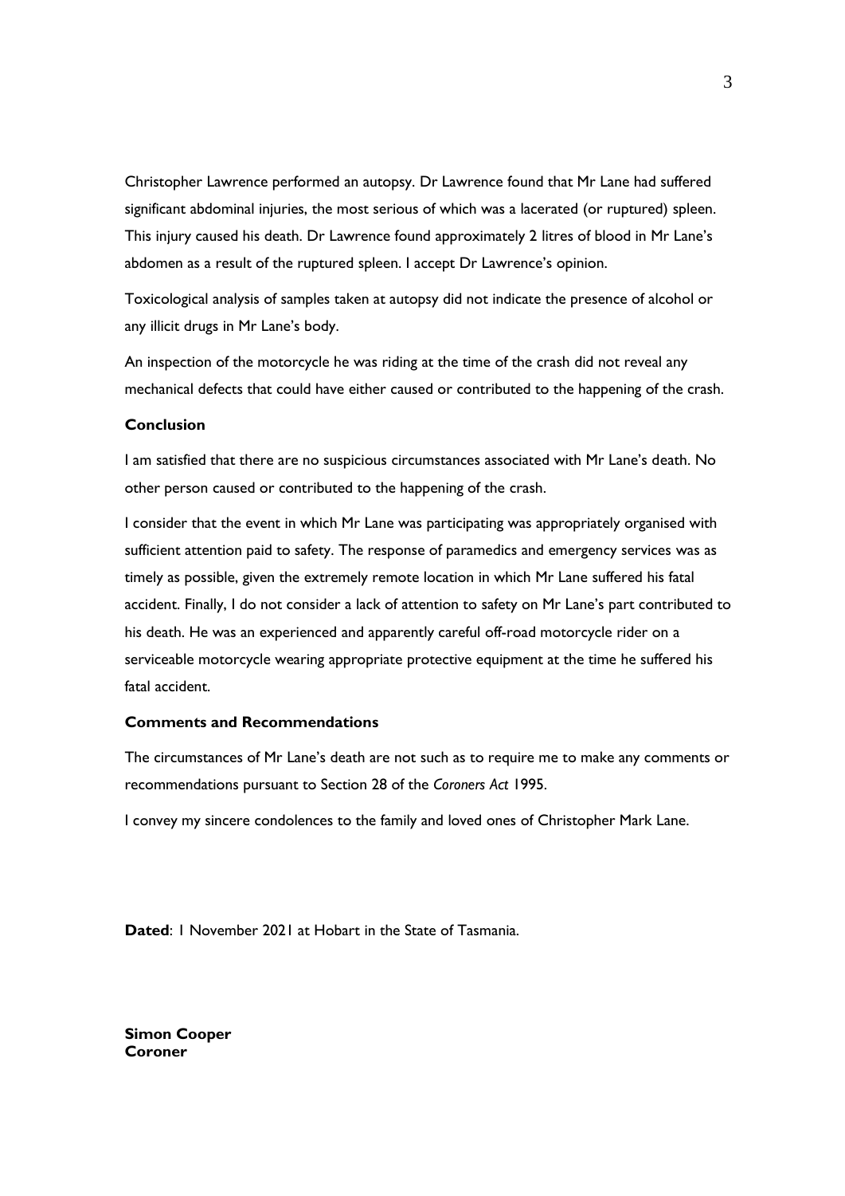Christopher Lawrence performed an autopsy. Dr Lawrence found that Mr Lane had suffered significant abdominal injuries, the most serious of which was a lacerated (or ruptured) spleen. This injury caused his death. Dr Lawrence found approximately 2 litres of blood in Mr Lane's abdomen as a result of the ruptured spleen. I accept Dr Lawrence's opinion.

Toxicological analysis of samples taken at autopsy did not indicate the presence of alcohol or any illicit drugs in Mr Lane's body.

An inspection of the motorcycle he was riding at the time of the crash did not reveal any mechanical defects that could have either caused or contributed to the happening of the crash.

**Conclusion**

I am satisfied that there are no suspicious circumstances associated with Mr Lane's death. No other person caused or contributed to the happening of the crash.

I consider that the event in which Mr Lane was participating was appropriately organised with sufficient attention paid to safety. The response of paramedics and emergency services was as timely as possible, given the extremely remote location in which Mr Lane suffered his fatal accident. Finally, I do not consider a lack of attention to safety on Mr Lane's part contributed to his death. He was an experienced and apparently careful off-road motorcycle rider on a serviceable motorcycle wearing appropriate protective equipment at the time he suffered his fatal accident.

**Comments and Recommendations**

The circumstances of Mr Lane's death are not such as to require me to make any comments or recommendations pursuant to Section 28 of the *Coroners Act* 1995.

I convey my sincere condolences to the family and loved ones of Christopher Mark Lane.

**Dated**: 1 November 2021 at Hobart in the State of Tasmania.

**Simon Cooper**
**Coroner**